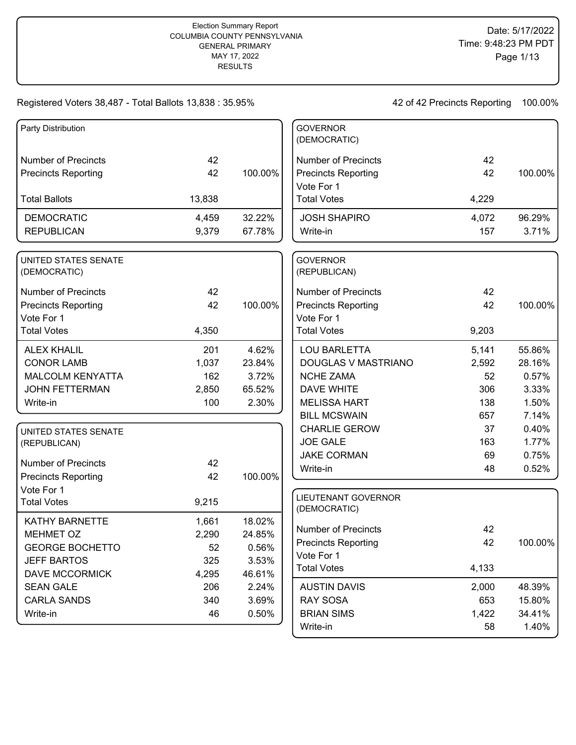Election Summary Report
COLUMBIA COUNTY PENNSYLVANIA
GENERAL PRIMARY
MAY 17, 2022
RESULTS

Date: 5/17/2022
Time: 9:48:23 PM PDT

Registered Voters 38,487 - Total Ballots 13,838 : 35.95%

42 of 42 Precincts Reporting 100.00%

### Party Distribution

| | | |
|---|---|---|
| Number of Precincts | 42 | |
| Precincts Reporting | 42 | 100.00% |
| Total Ballots | 13,838 | |
| DEMOCRATIC | 4,459 | 32.22% |
| REPUBLICAN | 9,379 | 67.78% |

### UNITED STATES SENATE (DEMOCRATIC)

| | | |
|---|---|---|
| Number of Precincts | 42 | |
| Precincts Reporting | 42 | 100.00% |
| Vote For 1 | | |
| Total Votes | 4,350 | |
| ALEX KHALIL | 201 | 4.62% |
| CONOR LAMB | 1,037 | 23.84% |
| MALCOLM KENYATTA | 162 | 3.72% |
| JOHN FETTERMAN | 2,850 | 65.52% |
| Write-in | 100 | 2.30% |

### UNITED STATES SENATE (REPUBLICAN)

| | | |
|---|---|---|
| Number of Precincts | 42 | |
| Precincts Reporting | 42 | 100.00% |
| Vote For 1 | | |
| Total Votes | 9,215 | |
| KATHY BARNETTE | 1,661 | 18.02% |
| MEHMET OZ | 2,290 | 24.85% |
| GEORGE BOCHETTO | 52 | 0.56% |
| JEFF BARTOS | 325 | 3.53% |
| DAVE MCCORMICK | 4,295 | 46.61% |
| SEAN GALE | 206 | 2.24% |
| CARLA SANDS | 340 | 3.69% |
| Write-in | 46 | 0.50% |

### GOVERNOR (DEMOCRATIC)

| | | |
|---|---|---|
| Number of Precincts | 42 | |
| Precincts Reporting | 42 | 100.00% |
| Vote For 1 | | |
| Total Votes | 4,229 | |
| JOSH SHAPIRO | 4,072 | 96.29% |
| Write-in | 157 | 3.71% |

### GOVERNOR (REPUBLICAN)

| | | |
|---|---|---|
| Number of Precincts | 42 | |
| Precincts Reporting | 42 | 100.00% |
| Vote For 1 | | |
| Total Votes | 9,203 | |
| LOU BARLETTA | 5,141 | 55.86% |
| DOUGLAS V MASTRIANO | 2,592 | 28.16% |
| NCHE ZAMA | 52 | 0.57% |
| DAVE WHITE | 306 | 3.33% |
| MELISSA HART | 138 | 1.50% |
| BILL MCSWAIN | 657 | 7.14% |
| CHARLIE GEROW | 37 | 0.40% |
| JOE GALE | 163 | 1.77% |
| JAKE CORMAN | 69 | 0.75% |
| Write-in | 48 | 0.52% |

### LIEUTENANT GOVERNOR (DEMOCRATIC)

| | | |
|---|---|---|
| Number of Precincts | 42 | |
| Precincts Reporting | 42 | 100.00% |
| Vote For 1 | | |
| Total Votes | 4,133 | |
| AUSTIN DAVIS | 2,000 | 48.39% |
| RAY SOSA | 653 | 15.80% |
| BRIAN SIMS | 1,422 | 34.41% |
| Write-in | 58 | 1.40% |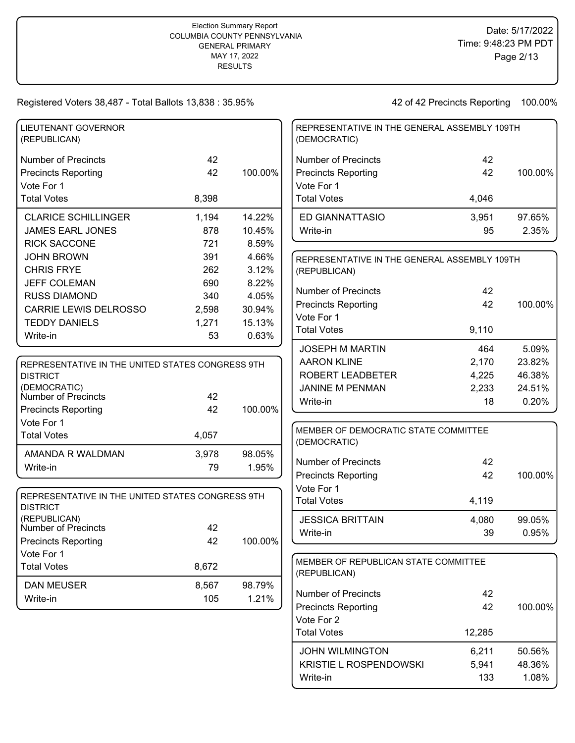Election Summary Report
COLUMBIA COUNTY PENNSYLVANIA
GENERAL PRIMARY
MAY 17, 2022
RESULTS

Date: 5/17/2022
Time: 9:48:23 PM PDT

Registered Voters 38,487 - Total Ballots 13,838 : 35.95%

42 of 42 Precincts Reporting 100.00%

### LIEUTENANT GOVERNOR (REPUBLICAN)

| | | |
|---|---|---|
| Number of Precincts | 42 | |
| Precincts Reporting | 42 | 100.00% |
| Vote For 1 | | |
| Total Votes | 8,398 | |
| CLARICE SCHILLINGER | 1,194 | 14.22% |
| JAMES EARL JONES | 878 | 10.45% |
| RICK SACCONE | 721 | 8.59% |
| JOHN BROWN | 391 | 4.66% |
| CHRIS FRYE | 262 | 3.12% |
| JEFF COLEMAN | 690 | 8.22% |
| RUSS DIAMOND | 340 | 4.05% |
| CARRIE LEWIS DELROSSO | 2,598 | 30.94% |
| TEDDY DANIELS | 1,271 | 15.13% |
| Write-in | 53 | 0.63% |

### REPRESENTATIVE IN THE UNITED STATES CONGRESS 9TH DISTRICT (DEMOCRATIC)

| | | |
|---|---|---|
| Number of Precincts | 42 | |
| Precincts Reporting | 42 | 100.00% |
| Vote For 1 | | |
| Total Votes | 4,057 | |
| AMANDA R WALDMAN | 3,978 | 98.05% |
| Write-in | 79 | 1.95% |

### REPRESENTATIVE IN THE UNITED STATES CONGRESS 9TH DISTRICT (REPUBLICAN)

| | | |
|---|---|---|
| Number of Precincts | 42 | |
| Precincts Reporting | 42 | 100.00% |
| Vote For 1 | | |
| Total Votes | 8,672 | |
| DAN MEUSER | 8,567 | 98.79% |
| Write-in | 105 | 1.21% |

### REPRESENTATIVE IN THE GENERAL ASSEMBLY 109TH (DEMOCRATIC)

| | | |
|---|---|---|
| Number of Precincts | 42 | |
| Precincts Reporting | 42 | 100.00% |
| Vote For 1 | | |
| Total Votes | 4,046 | |
| ED GIANNATTASIO | 3,951 | 97.65% |
| Write-in | 95 | 2.35% |

### REPRESENTATIVE IN THE GENERAL ASSEMBLY 109TH (REPUBLICAN)

| | | |
|---|---|---|
| Number of Precincts | 42 | |
| Precincts Reporting | 42 | 100.00% |
| Vote For 1 | | |
| Total Votes | 9,110 | |
| JOSEPH M MARTIN | 464 | 5.09% |
| AARON KLINE | 2,170 | 23.82% |
| ROBERT LEADBETER | 4,225 | 46.38% |
| JANINE M PENMAN | 2,233 | 24.51% |
| Write-in | 18 | 0.20% |

### MEMBER OF DEMOCRATIC STATE COMMITTEE (DEMOCRATIC)

| | | |
|---|---|---|
| Number of Precincts | 42 | |
| Precincts Reporting | 42 | 100.00% |
| Vote For 1 | | |
| Total Votes | 4,119 | |
| JESSICA BRITTAIN | 4,080 | 99.05% |
| Write-in | 39 | 0.95% |

### MEMBER OF REPUBLICAN STATE COMMITTEE (REPUBLICAN)

| | | |
|---|---|---|
| Number of Precincts | 42 | |
| Precincts Reporting | 42 | 100.00% |
| Vote For 2 | | |
| Total Votes | 12,285 | |
| JOHN WILMINGTON | 6,211 | 50.56% |
| KRISTIE L ROSPENDOWSKI | 5,941 | 48.36% |
| Write-in | 133 | 1.08% |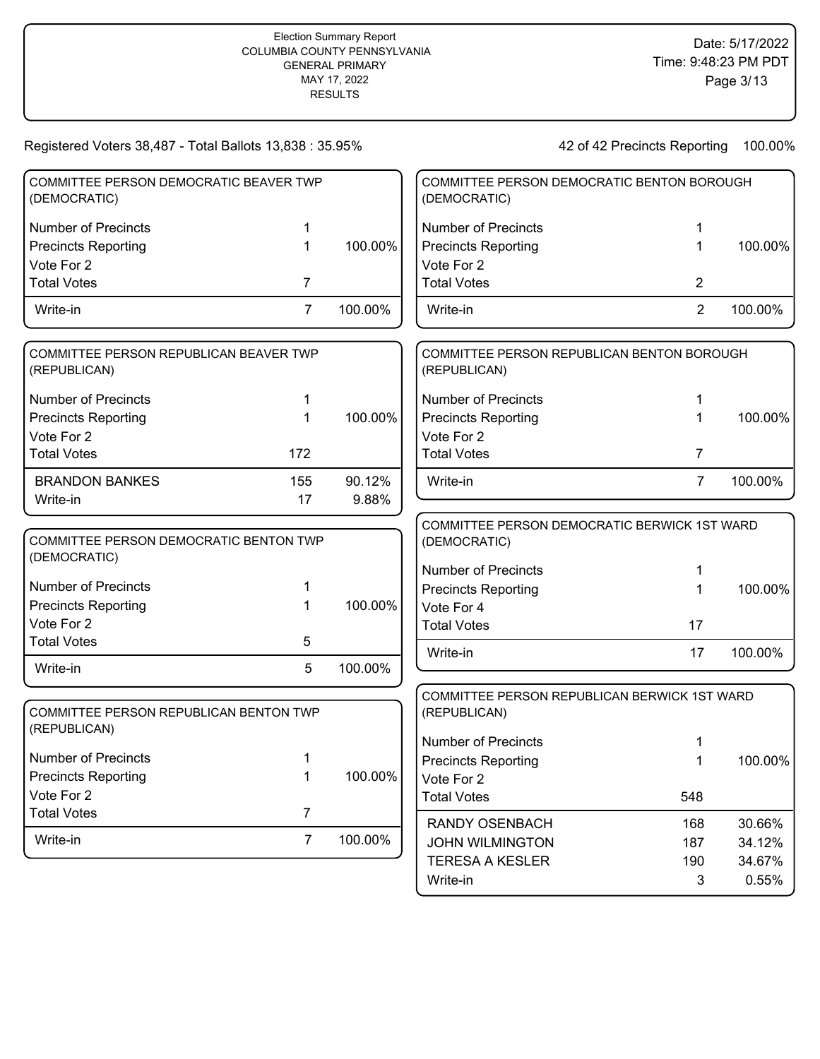Election Summary Report
COLUMBIA COUNTY PENNSYLVANIA
GENERAL PRIMARY
MAY 17, 2022
RESULTS

Date: 5/17/2022
Time: 9:48:23 PM PDT

Registered Voters 38,487 - Total Ballots 13,838 : 35.95%

42 of 42 Precincts Reporting 100.00%

### COMMITTEE PERSON DEMOCRATIC BEAVER TWP (DEMOCRATIC)

| | | |
|---|---|---|
| Number of Precincts | 1 | |
| Precincts Reporting | 1 | 100.00% |
| Vote For 2 | | |
| Total Votes | 7 | |
| Write-in | 7 | 100.00% |

### COMMITTEE PERSON REPUBLICAN BEAVER TWP (REPUBLICAN)

| | | |
|---|---|---|
| Number of Precincts | 1 | |
| Precincts Reporting | 1 | 100.00% |
| Vote For 2 | | |
| Total Votes | 172 | |
| BRANDON BANKES | 155 | 90.12% |
| Write-in | 17 | 9.88% |

### COMMITTEE PERSON DEMOCRATIC BENTON TWP (DEMOCRATIC)

| | | |
|---|---|---|
| Number of Precincts | 1 | |
| Precincts Reporting | 1 | 100.00% |
| Vote For 2 | | |
| Total Votes | 5 | |
| Write-in | 5 | 100.00% |

### COMMITTEE PERSON REPUBLICAN BENTON TWP (REPUBLICAN)

| | | |
|---|---|---|
| Number of Precincts | 1 | |
| Precincts Reporting | 1 | 100.00% |
| Vote For 2 | | |
| Total Votes | 7 | |
| Write-in | 7 | 100.00% |

### COMMITTEE PERSON DEMOCRATIC BENTON BOROUGH (DEMOCRATIC)

| | | |
|---|---|---|
| Number of Precincts | 1 | |
| Precincts Reporting | 1 | 100.00% |
| Vote For 2 | | |
| Total Votes | 2 | |
| Write-in | 2 | 100.00% |

### COMMITTEE PERSON REPUBLICAN BENTON BOROUGH (REPUBLICAN)

| | | |
|---|---|---|
| Number of Precincts | 1 | |
| Precincts Reporting | 1 | 100.00% |
| Vote For 2 | | |
| Total Votes | 7 | |
| Write-in | 7 | 100.00% |

### COMMITTEE PERSON DEMOCRATIC BERWICK 1ST WARD (DEMOCRATIC)

| | | |
|---|---|---|
| Number of Precincts | 1 | |
| Precincts Reporting | 1 | 100.00% |
| Vote For 4 | | |
| Total Votes | 17 | |
| Write-in | 17 | 100.00% |

### COMMITTEE PERSON REPUBLICAN BERWICK 1ST WARD (REPUBLICAN)

| | | |
|---|---|---|
| Number of Precincts | 1 | |
| Precincts Reporting | 1 | 100.00% |
| Vote For 2 | | |
| Total Votes | 548 | |
| RANDY OSENBACH | 168 | 30.66% |
| JOHN WILMINGTON | 187 | 34.12% |
| TERESA A KESLER | 190 | 34.67% |
| Write-in | 3 | 0.55% |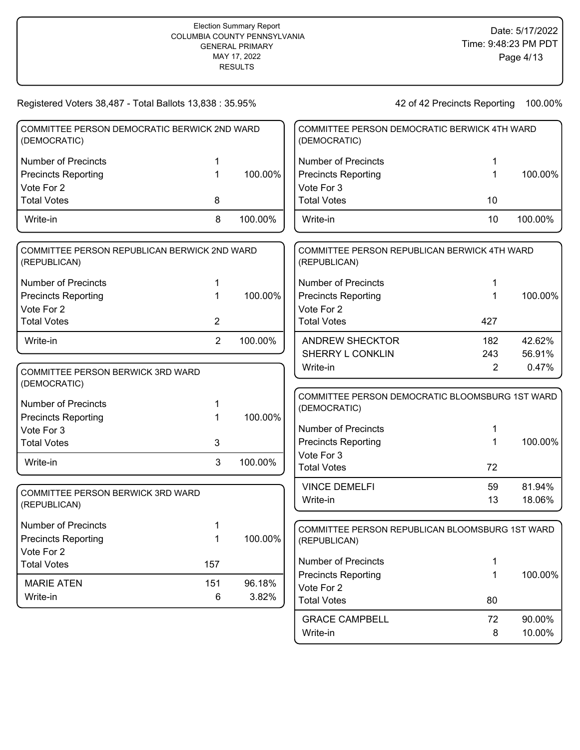Registered Voters 38,487 - Total Ballots 13,838 : 35.95%

42 of 42 Precincts Reporting 100.00%

### COMMITTEE PERSON DEMOCRATIC BERWICK 2ND WARD (DEMOCRATIC)

| | | |
|---|---|---|
| Number of Precincts | 1 | |
| Precincts Reporting | 1 | 100.00% |
| Vote For 2 | | |
| Total Votes | 8 | |
| Write-in | 8 | 100.00% |

### COMMITTEE PERSON REPUBLICAN BERWICK 2ND WARD (REPUBLICAN)

| | | |
|---|---|---|
| Number of Precincts | 1 | |
| Precincts Reporting | 1 | 100.00% |
| Vote For 2 | | |
| Total Votes | 2 | |
| Write-in | 2 | 100.00% |

### COMMITTEE PERSON BERWICK 3RD WARD (DEMOCRATIC)

| | | |
|---|---|---|
| Number of Precincts | 1 | |
| Precincts Reporting | 1 | 100.00% |
| Vote For 3 | | |
| Total Votes | 3 | |
| Write-in | 3 | 100.00% |

### COMMITTEE PERSON BERWICK 3RD WARD (REPUBLICAN)

| | | |
|---|---|---|
| Number of Precincts | 1 | |
| Precincts Reporting | 1 | 100.00% |
| Vote For 2 | | |
| Total Votes | 157 | |
| MARIE ATEN | 151 | 96.18% |
| Write-in | 6 | 3.82% |

### COMMITTEE PERSON DEMOCRATIC BERWICK 4TH WARD (DEMOCRATIC)

| | | |
|---|---|---|
| Number of Precincts | 1 | |
| Precincts Reporting | 1 | 100.00% |
| Vote For 3 | | |
| Total Votes | 10 | |
| Write-in | 10 | 100.00% |

### COMMITTEE PERSON REPUBLICAN BERWICK 4TH WARD (REPUBLICAN)

| | | |
|---|---|---|
| Number of Precincts | 1 | |
| Precincts Reporting | 1 | 100.00% |
| Vote For 2 | | |
| Total Votes | 427 | |
| ANDREW SHECKTOR | 182 | 42.62% |
| SHERRY L CONKLIN | 243 | 56.91% |
| Write-in | 2 | 0.47% |

### COMMITTEE PERSON DEMOCRATIC BLOOMSBURG 1ST WARD (DEMOCRATIC)

| | | |
|---|---|---|
| Number of Precincts | 1 | |
| Precincts Reporting | 1 | 100.00% |
| Vote For 3 | | |
| Total Votes | 72 | |
| VINCE DEMELFI | 59 | 81.94% |
| Write-in | 13 | 18.06% |

### COMMITTEE PERSON REPUBLICAN BLOOMSBURG 1ST WARD (REPUBLICAN)

| | | |
|---|---|---|
| Number of Precincts | 1 | |
| Precincts Reporting | 1 | 100.00% |
| Vote For 2 | | |
| Total Votes | 80 | |
| GRACE CAMPBELL | 72 | 90.00% |
| Write-in | 8 | 10.00% |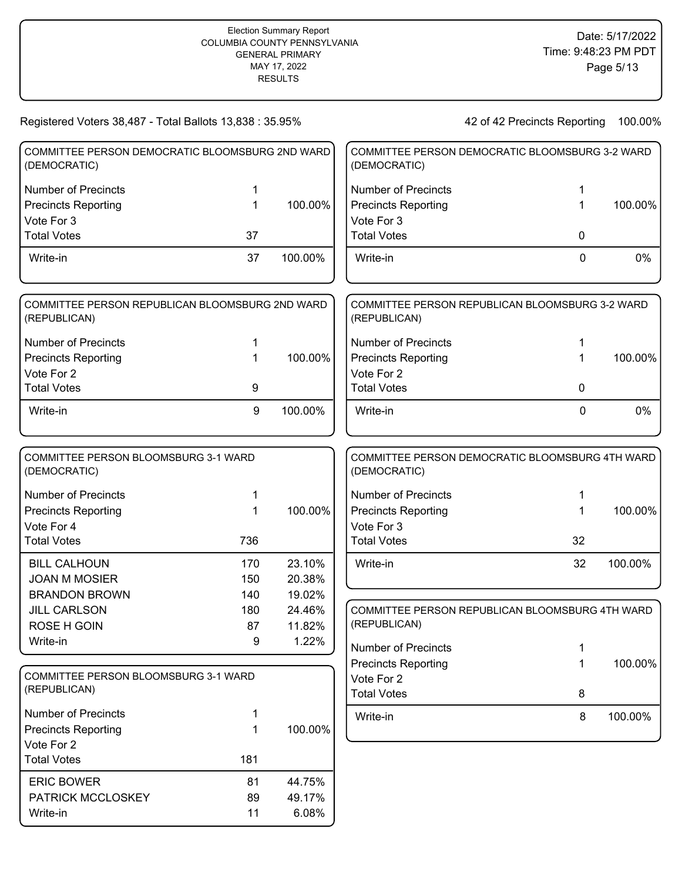Election Summary Report
COLUMBIA COUNTY PENNSYLVANIA
GENERAL PRIMARY
MAY 17, 2022
RESULTS

Date: 5/17/2022
Time: 9:48:23 PM PDT

Registered Voters 38,487 - Total Ballots 13,838 : 35.95%

42 of 42 Precincts Reporting 100.00%

### COMMITTEE PERSON DEMOCRATIC BLOOMSBURG 2ND WARD (DEMOCRATIC)

| | | |
|---|---|---|
| Number of Precincts | 1 | |
| Precincts Reporting | 1 | 100.00% |
| Vote For 3 | | |
| Total Votes | 37 | |
| Write-in | 37 | 100.00% |

### COMMITTEE PERSON REPUBLICAN BLOOMSBURG 2ND WARD (REPUBLICAN)

| | | |
|---|---|---|
| Number of Precincts | 1 | |
| Precincts Reporting | 1 | 100.00% |
| Vote For 2 | | |
| Total Votes | 9 | |
| Write-in | 9 | 100.00% |

### COMMITTEE PERSON BLOOMSBURG 3-1 WARD (DEMOCRATIC)

| | | |
|---|---|---|
| Number of Precincts | 1 | |
| Precincts Reporting | 1 | 100.00% |
| Vote For 4 | | |
| Total Votes | 736 | |
| BILL CALHOUN | 170 | 23.10% |
| JOAN M MOSIER | 150 | 20.38% |
| BRANDON BROWN | 140 | 19.02% |
| JILL CARLSON | 180 | 24.46% |
| ROSE H GOIN | 87 | 11.82% |
| Write-in | 9 | 1.22% |

### COMMITTEE PERSON BLOOMSBURG 3-1 WARD (REPUBLICAN)

| | | |
|---|---|---|
| Number of Precincts | 1 | |
| Precincts Reporting | 1 | 100.00% |
| Vote For 2 | | |
| Total Votes | 181 | |
| ERIC BOWER | 81 | 44.75% |
| PATRICK MCCLOSKEY | 89 | 49.17% |
| Write-in | 11 | 6.08% |

### COMMITTEE PERSON DEMOCRATIC BLOOMSBURG 3-2 WARD (DEMOCRATIC)

| | | |
|---|---|---|
| Number of Precincts | 1 | |
| Precincts Reporting | 1 | 100.00% |
| Vote For 3 | | |
| Total Votes | 0 | |
| Write-in | 0 | 0% |

### COMMITTEE PERSON REPUBLICAN BLOOMSBURG 3-2 WARD (REPUBLICAN)

| | | |
|---|---|---|
| Number of Precincts | 1 | |
| Precincts Reporting | 1 | 100.00% |
| Vote For 2 | | |
| Total Votes | 0 | |
| Write-in | 0 | 0% |

### COMMITTEE PERSON DEMOCRATIC BLOOMSBURG 4TH WARD (DEMOCRATIC)

| | | |
|---|---|---|
| Number of Precincts | 1 | |
| Precincts Reporting | 1 | 100.00% |
| Vote For 3 | | |
| Total Votes | 32 | |
| Write-in | 32 | 100.00% |

### COMMITTEE PERSON REPUBLICAN BLOOMSBURG 4TH WARD (REPUBLICAN)

| | | |
|---|---|---|
| Number of Precincts | 1 | |
| Precincts Reporting | 1 | 100.00% |
| Vote For 2 | | |
| Total Votes | 8 | |
| Write-in | 8 | 100.00% |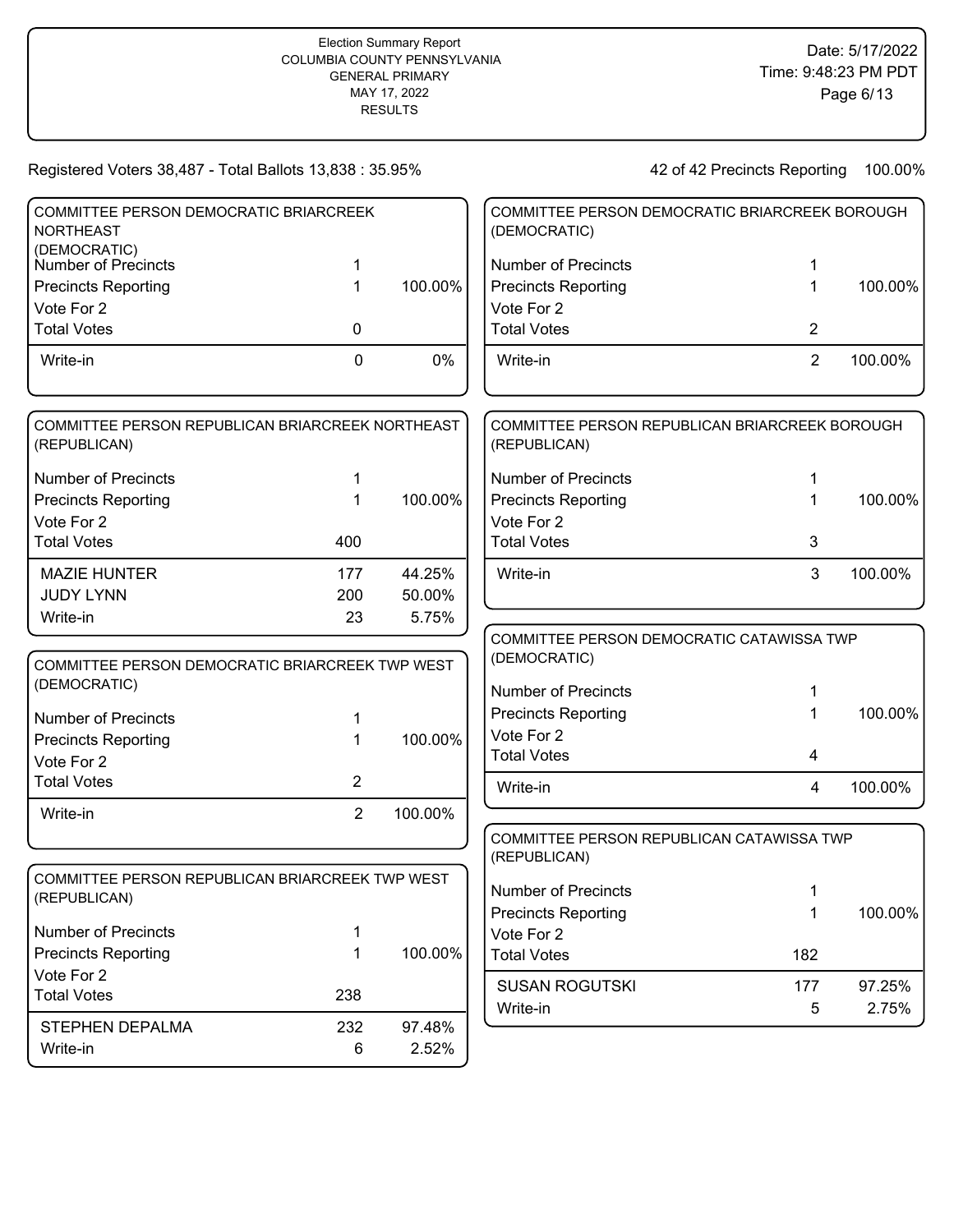Election Summary Report
COLUMBIA COUNTY PENNSYLVANIA
GENERAL PRIMARY
MAY 17, 2022
RESULTS

Date: 5/17/2022
Time: 9:48:23 PM PDT

Registered Voters 38,487 - Total Ballots 13,838 : 35.95%

42 of 42 Precincts Reporting 100.00%

### COMMITTEE PERSON DEMOCRATIC BRIARCREEK NORTHEAST (DEMOCRATIC)

| | | |
|---|---|---|
| Number of Precincts | 1 | |
| Precincts Reporting | 1 | 100.00% |
| Vote For 2 | | |
| Total Votes | 0 | |
| Write-in | 0 | 0% |

### COMMITTEE PERSON REPUBLICAN BRIARCREEK NORTHEAST (REPUBLICAN)

| | | |
|---|---|---|
| Number of Precincts | 1 | |
| Precincts Reporting | 1 | 100.00% |
| Vote For 2 | | |
| Total Votes | 400 | |
| MAZIE HUNTER | 177 | 44.25% |
| JUDY LYNN | 200 | 50.00% |
| Write-in | 23 | 5.75% |

### COMMITTEE PERSON DEMOCRATIC BRIARCREEK TWP WEST (DEMOCRATIC)

| | | |
|---|---|---|
| Number of Precincts | 1 | |
| Precincts Reporting | 1 | 100.00% |
| Vote For 2 | | |
| Total Votes | 2 | |
| Write-in | 2 | 100.00% |

### COMMITTEE PERSON REPUBLICAN BRIARCREEK TWP WEST (REPUBLICAN)

| | | |
|---|---|---|
| Number of Precincts | 1 | |
| Precincts Reporting | 1 | 100.00% |
| Vote For 2 | | |
| Total Votes | 238 | |
| STEPHEN DEPALMA | 232 | 97.48% |
| Write-in | 6 | 2.52% |

### COMMITTEE PERSON DEMOCRATIC BRIARCREEK BOROUGH (DEMOCRATIC)

| | | |
|---|---|---|
| Number of Precincts | 1 | |
| Precincts Reporting | 1 | 100.00% |
| Vote For 2 | | |
| Total Votes | 2 | |
| Write-in | 2 | 100.00% |

### COMMITTEE PERSON REPUBLICAN BRIARCREEK BOROUGH (REPUBLICAN)

| | | |
|---|---|---|
| Number of Precincts | 1 | |
| Precincts Reporting | 1 | 100.00% |
| Vote For 2 | | |
| Total Votes | 3 | |
| Write-in | 3 | 100.00% |

### COMMITTEE PERSON DEMOCRATIC CATAWISSA TWP (DEMOCRATIC)

| | | |
|---|---|---|
| Number of Precincts | 1 | |
| Precincts Reporting | 1 | 100.00% |
| Vote For 2 | | |
| Total Votes | 4 | |
| Write-in | 4 | 100.00% |

### COMMITTEE PERSON REPUBLICAN CATAWISSA TWP (REPUBLICAN)

| | | |
|---|---|---|
| Number of Precincts | 1 | |
| Precincts Reporting | 1 | 100.00% |
| Vote For 2 | | |
| Total Votes | 182 | |
| SUSAN ROGUTSKI | 177 | 97.25% |
| Write-in | 5 | 2.75% |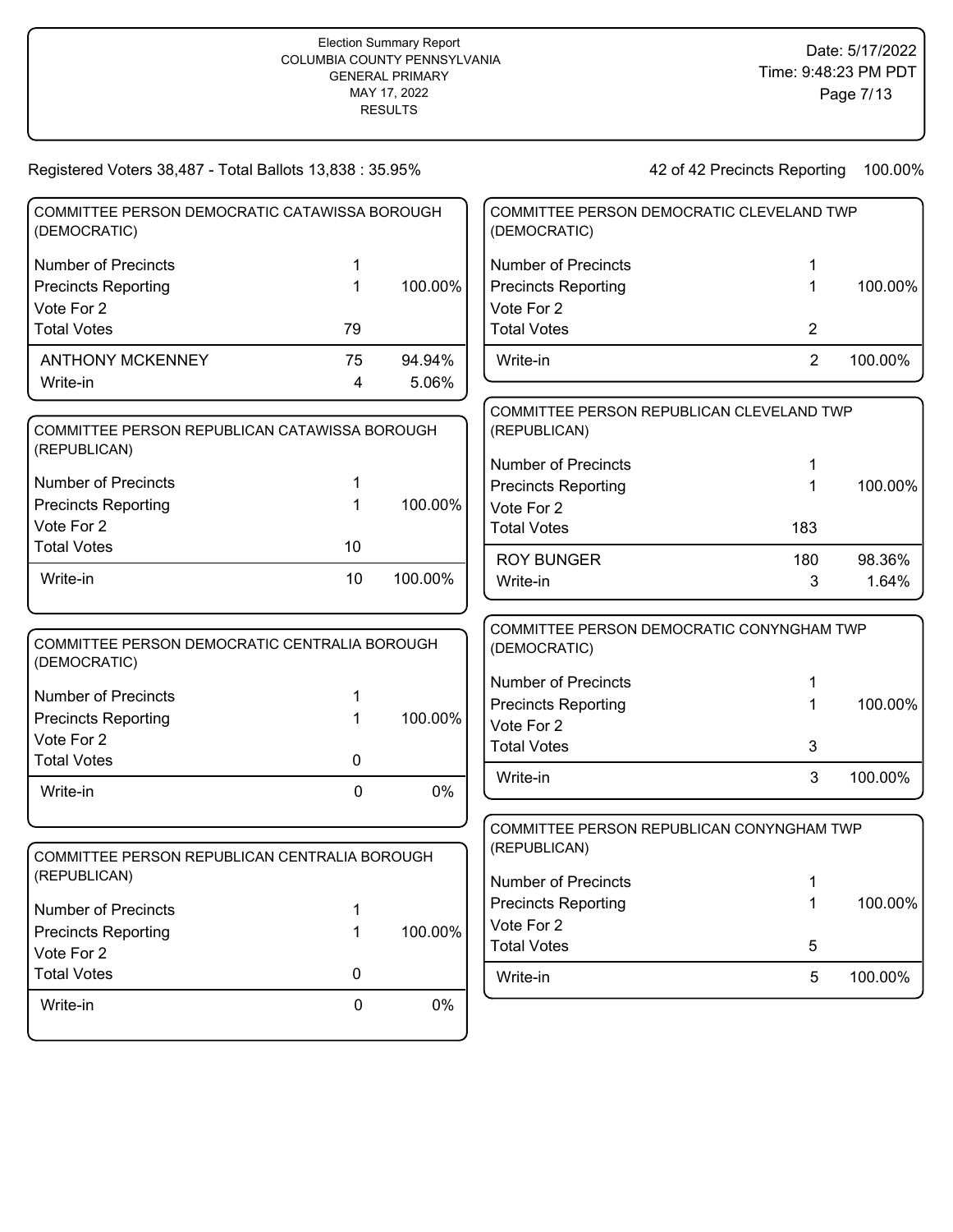Registered Voters 38,487 - Total Ballots 13,838 : 35.95%

42 of 42 Precincts Reporting 100.00%

### COMMITTEE PERSON DEMOCRATIC CATAWISSA BOROUGH (DEMOCRATIC)

| | | |
|---|---|---|
| Number of Precincts | 1 | |
| Precincts Reporting | 1 | 100.00% |
| Vote For 2 | | |
| Total Votes | 79 | |
| ANTHONY MCKENNEY | 75 | 94.94% |
| Write-in | 4 | 5.06% |

### COMMITTEE PERSON REPUBLICAN CATAWISSA BOROUGH (REPUBLICAN)

| | | |
|---|---|---|
| Number of Precincts | 1 | |
| Precincts Reporting | 1 | 100.00% |
| Vote For 2 | | |
| Total Votes | 10 | |
| Write-in | 10 | 100.00% |

### COMMITTEE PERSON DEMOCRATIC CENTRALIA BOROUGH (DEMOCRATIC)

| | | |
|---|---|---|
| Number of Precincts | 1 | |
| Precincts Reporting | 1 | 100.00% |
| Vote For 2 | | |
| Total Votes | 0 | |
| Write-in | 0 | 0% |

### COMMITTEE PERSON REPUBLICAN CENTRALIA BOROUGH (REPUBLICAN)

| | | |
|---|---|---|
| Number of Precincts | 1 | |
| Precincts Reporting | 1 | 100.00% |
| Vote For 2 | | |
| Total Votes | 0 | |
| Write-in | 0 | 0% |

### COMMITTEE PERSON DEMOCRATIC CLEVELAND TWP (DEMOCRATIC)

| | | |
|---|---|---|
| Number of Precincts | 1 | |
| Precincts Reporting | 1 | 100.00% |
| Vote For 2 | | |
| Total Votes | 2 | |
| Write-in | 2 | 100.00% |

### COMMITTEE PERSON REPUBLICAN CLEVELAND TWP (REPUBLICAN)

| | | |
|---|---|---|
| Number of Precincts | 1 | |
| Precincts Reporting | 1 | 100.00% |
| Vote For 2 | | |
| Total Votes | 183 | |
| ROY BUNGER | 180 | 98.36% |
| Write-in | 3 | 1.64% |

### COMMITTEE PERSON DEMOCRATIC CONYNGHAM TWP (DEMOCRATIC)

| | | |
|---|---|---|
| Number of Precincts | 1 | |
| Precincts Reporting | 1 | 100.00% |
| Vote For 2 | | |
| Total Votes | 3 | |
| Write-in | 3 | 100.00% |

### COMMITTEE PERSON REPUBLICAN CONYNGHAM TWP (REPUBLICAN)

| | | |
|---|---|---|
| Number of Precincts | 1 | |
| Precincts Reporting | 1 | 100.00% |
| Vote For 2 | | |
| Total Votes | 5 | |
| Write-in | 5 | 100.00% |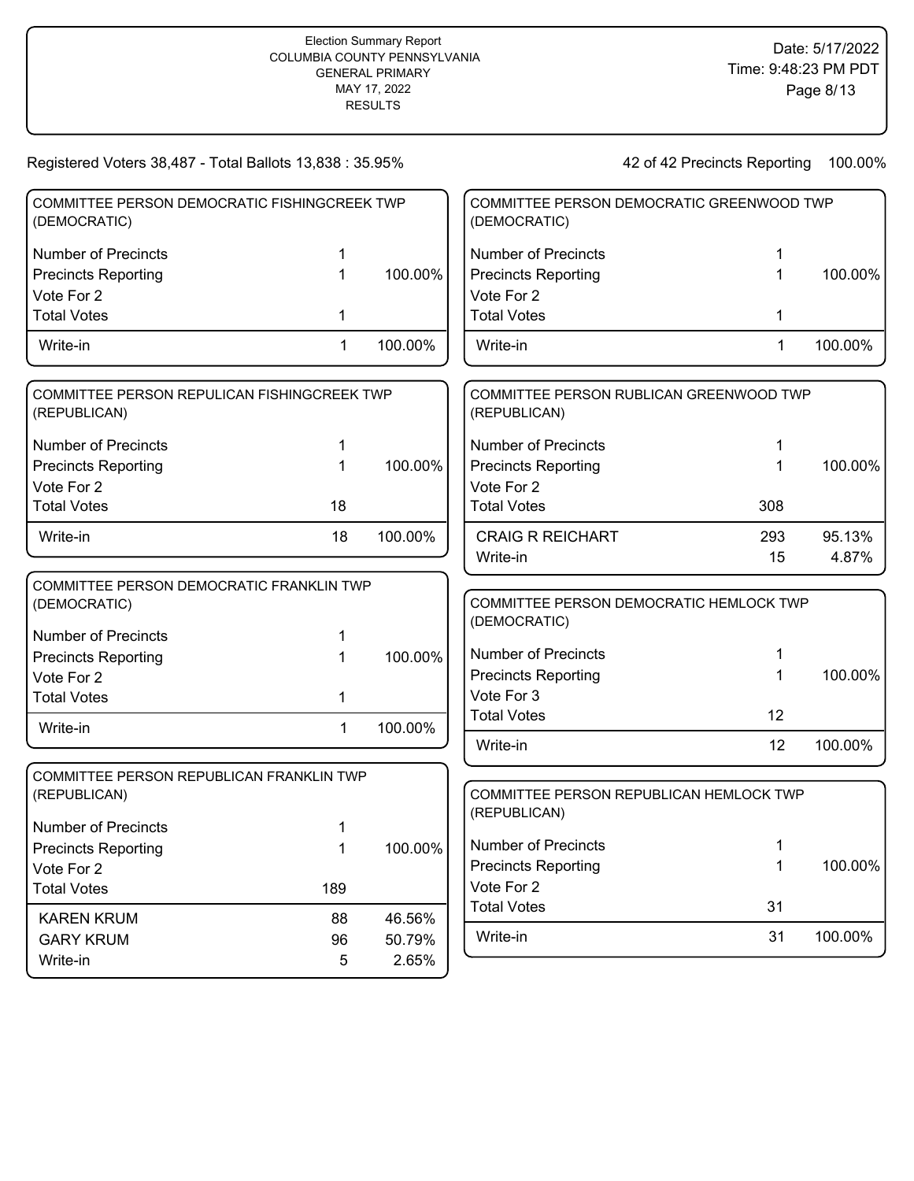Registered Voters 38,487 - Total Ballots 13,838 : 35.95%

42 of 42 Precincts Reporting 100.00%

### COMMITTEE PERSON DEMOCRATIC FISHINGCREEK TWP (DEMOCRATIC)

| | | |
|---|---|---|
| Number of Precincts | 1 | |
| Precincts Reporting | 1 | 100.00% |
| Vote For 2 | | |
| Total Votes | 1 | |
| Write-in | 1 | 100.00% |

### COMMITTEE PERSON REPULICAN FISHINGCREEK TWP (REPUBLICAN)

| | | |
|---|---|---|
| Number of Precincts | 1 | |
| Precincts Reporting | 1 | 100.00% |
| Vote For 2 | | |
| Total Votes | 18 | |
| Write-in | 18 | 100.00% |

### COMMITTEE PERSON DEMOCRATIC FRANKLIN TWP (DEMOCRATIC)

| | | |
|---|---|---|
| Number of Precincts | 1 | |
| Precincts Reporting | 1 | 100.00% |
| Vote For 2 | | |
| Total Votes | 1 | |
| Write-in | 1 | 100.00% |

### COMMITTEE PERSON REPUBLICAN FRANKLIN TWP (REPUBLICAN)

| | | |
|---|---|---|
| Number of Precincts | 1 | |
| Precincts Reporting | 1 | 100.00% |
| Vote For 2 | | |
| Total Votes | 189 | |
| KAREN KRUM | 88 | 46.56% |
| GARY KRUM | 96 | 50.79% |
| Write-in | 5 | 2.65% |

### COMMITTEE PERSON DEMOCRATIC GREENWOOD TWP (DEMOCRATIC)

| | | |
|---|---|---|
| Number of Precincts | 1 | |
| Precincts Reporting | 1 | 100.00% |
| Vote For 2 | | |
| Total Votes | 1 | |
| Write-in | 1 | 100.00% |

### COMMITTEE PERSON RUBLICAN GREENWOOD TWP (REPUBLICAN)

| | | |
|---|---|---|
| Number of Precincts | 1 | |
| Precincts Reporting | 1 | 100.00% |
| Vote For 2 | | |
| Total Votes | 308 | |
| CRAIG R REICHART | 293 | 95.13% |
| Write-in | 15 | 4.87% |

### COMMITTEE PERSON DEMOCRATIC HEMLOCK TWP (DEMOCRATIC)

| | | |
|---|---|---|
| Number of Precincts | 1 | |
| Precincts Reporting | 1 | 100.00% |
| Vote For 3 | | |
| Total Votes | 12 | |
| Write-in | 12 | 100.00% |

### COMMITTEE PERSON REPUBLICAN HEMLOCK TWP (REPUBLICAN)

| | | |
|---|---|---|
| Number of Precincts | 1 | |
| Precincts Reporting | 1 | 100.00% |
| Vote For 2 | | |
| Total Votes | 31 | |
| Write-in | 31 | 100.00% |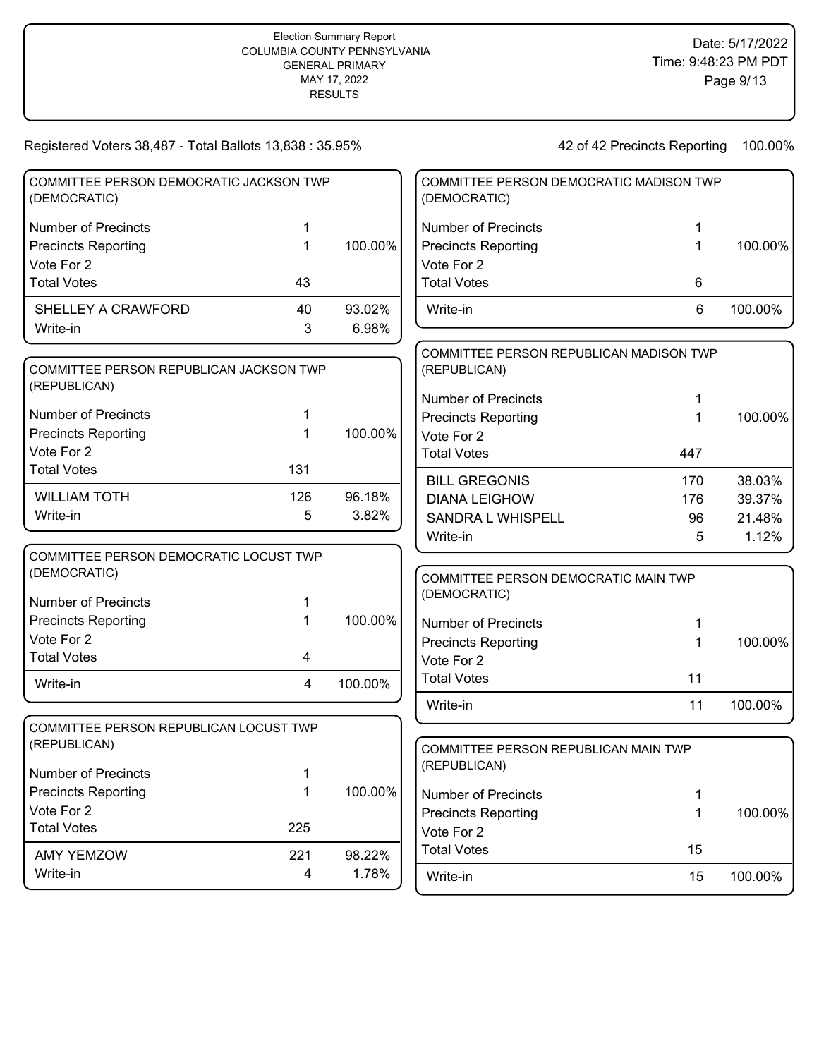Registered Voters 38,487 - Total Ballots 13,838 : 35.95%

42 of 42 Precincts Reporting 100.00%

### COMMITTEE PERSON DEMOCRATIC JACKSON TWP (DEMOCRATIC)

| | | |
|---|---|---|
| Number of Precincts | 1 | |
| Precincts Reporting | 1 | 100.00% |
| Vote For 2 | | |
| Total Votes | 43 | |
| SHELLEY A CRAWFORD | 40 | 93.02% |
| Write-in | 3 | 6.98% |

### COMMITTEE PERSON REPUBLICAN JACKSON TWP (REPUBLICAN)

| | | |
|---|---|---|
| Number of Precincts | 1 | |
| Precincts Reporting | 1 | 100.00% |
| Vote For 2 | | |
| Total Votes | 131 | |
| WILLIAM TOTH | 126 | 96.18% |
| Write-in | 5 | 3.82% |

### COMMITTEE PERSON DEMOCRATIC LOCUST TWP (DEMOCRATIC)

| | | |
|---|---|---|
| Number of Precincts | 1 | |
| Precincts Reporting | 1 | 100.00% |
| Vote For 2 | | |
| Total Votes | 4 | |
| Write-in | 4 | 100.00% |

### COMMITTEE PERSON REPUBLICAN LOCUST TWP (REPUBLICAN)

| | | |
|---|---|---|
| Number of Precincts | 1 | |
| Precincts Reporting | 1 | 100.00% |
| Vote For 2 | | |
| Total Votes | 225 | |
| AMY YEMZOW | 221 | 98.22% |
| Write-in | 4 | 1.78% |

### COMMITTEE PERSON DEMOCRATIC MADISON TWP (DEMOCRATIC)

| | | |
|---|---|---|
| Number of Precincts | 1 | |
| Precincts Reporting | 1 | 100.00% |
| Vote For 2 | | |
| Total Votes | 6 | |
| Write-in | 6 | 100.00% |

### COMMITTEE PERSON REPUBLICAN MADISON TWP (REPUBLICAN)

| | | |
|---|---|---|
| Number of Precincts | 1 | |
| Precincts Reporting | 1 | 100.00% |
| Vote For 2 | | |
| Total Votes | 447 | |
| BILL GREGONIS | 170 | 38.03% |
| DIANA LEIGHOW | 176 | 39.37% |
| SANDRA L WHISPELL | 96 | 21.48% |
| Write-in | 5 | 1.12% |

### COMMITTEE PERSON DEMOCRATIC MAIN TWP (DEMOCRATIC)

| | | |
|---|---|---|
| Number of Precincts | 1 | |
| Precincts Reporting | 1 | 100.00% |
| Vote For 2 | | |
| Total Votes | 11 | |
| Write-in | 11 | 100.00% |

### COMMITTEE PERSON REPUBLICAN MAIN TWP (REPUBLICAN)

| | | |
|---|---|---|
| Number of Precincts | 1 | |
| Precincts Reporting | 1 | 100.00% |
| Vote For 2 | | |
| Total Votes | 15 | |
| Write-in | 15 | 100.00% |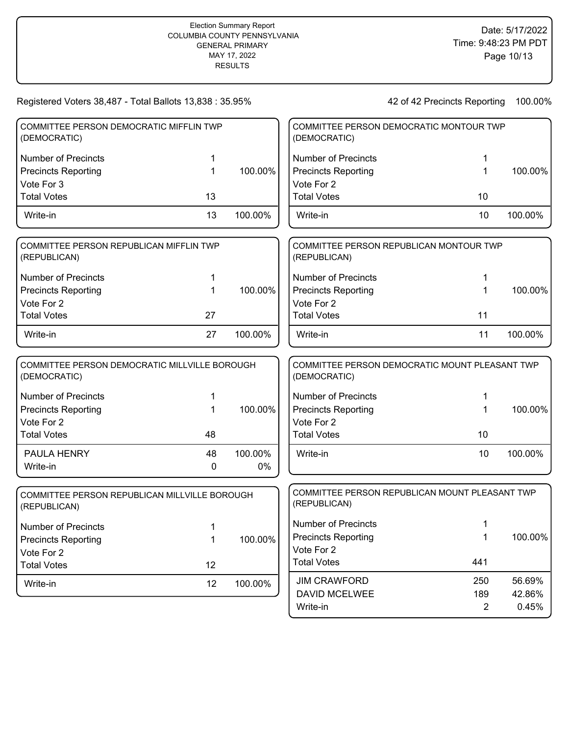Election Summary Report
COLUMBIA COUNTY PENNSYLVANIA
GENERAL PRIMARY
MAY 17, 2022
RESULTS

Date: 5/17/2022
Time: 9:48:23 PM PDT

Registered Voters 38,487 - Total Ballots 13,838 : 35.95%

42 of 42 Precincts Reporting 100.00%

### COMMITTEE PERSON DEMOCRATIC MIFFLIN TWP (DEMOCRATIC)

| | | |
|---|---|---|
| Number of Precincts | 1 | |
| Precincts Reporting | 1 | 100.00% |
| Vote For 3 | | |
| Total Votes | 13 | |
| Write-in | 13 | 100.00% |

### COMMITTEE PERSON REPUBLICAN MIFFLIN TWP (REPUBLICAN)

| | | |
|---|---|---|
| Number of Precincts | 1 | |
| Precincts Reporting | 1 | 100.00% |
| Vote For 2 | | |
| Total Votes | 27 | |
| Write-in | 27 | 100.00% |

### COMMITTEE PERSON DEMOCRATIC MILLVILLE BOROUGH (DEMOCRATIC)

| | | |
|---|---|---|
| Number of Precincts | 1 | |
| Precincts Reporting | 1 | 100.00% |
| Vote For 2 | | |
| Total Votes | 48 | |
| PAULA HENRY | 48 | 100.00% |
| Write-in | 0 | 0% |

### COMMITTEE PERSON REPUBLICAN MILLVILLE BOROUGH (REPUBLICAN)

| | | |
|---|---|---|
| Number of Precincts | 1 | |
| Precincts Reporting | 1 | 100.00% |
| Vote For 2 | | |
| Total Votes | 12 | |
| Write-in | 12 | 100.00% |

### COMMITTEE PERSON DEMOCRATIC MONTOUR TWP (DEMOCRATIC)

| | | |
|---|---|---|
| Number of Precincts | 1 | |
| Precincts Reporting | 1 | 100.00% |
| Vote For 2 | | |
| Total Votes | 10 | |
| Write-in | 10 | 100.00% |

### COMMITTEE PERSON REPUBLICAN MONTOUR TWP (REPUBLICAN)

| | | |
|---|---|---|
| Number of Precincts | 1 | |
| Precincts Reporting | 1 | 100.00% |
| Vote For 2 | | |
| Total Votes | 11 | |
| Write-in | 11 | 100.00% |

### COMMITTEE PERSON DEMOCRATIC MOUNT PLEASANT TWP (DEMOCRATIC)

| | | |
|---|---|---|
| Number of Precincts | 1 | |
| Precincts Reporting | 1 | 100.00% |
| Vote For 2 | | |
| Total Votes | 10 | |
| Write-in | 10 | 100.00% |

### COMMITTEE PERSON REPUBLICAN MOUNT PLEASANT TWP (REPUBLICAN)

| | | |
|---|---|---|
| Number of Precincts | 1 | |
| Precincts Reporting | 1 | 100.00% |
| Vote For 2 | | |
| Total Votes | 441 | |
| JIM CRAWFORD | 250 | 56.69% |
| DAVID MCELWEE | 189 | 42.86% |
| Write-in | 2 | 0.45% |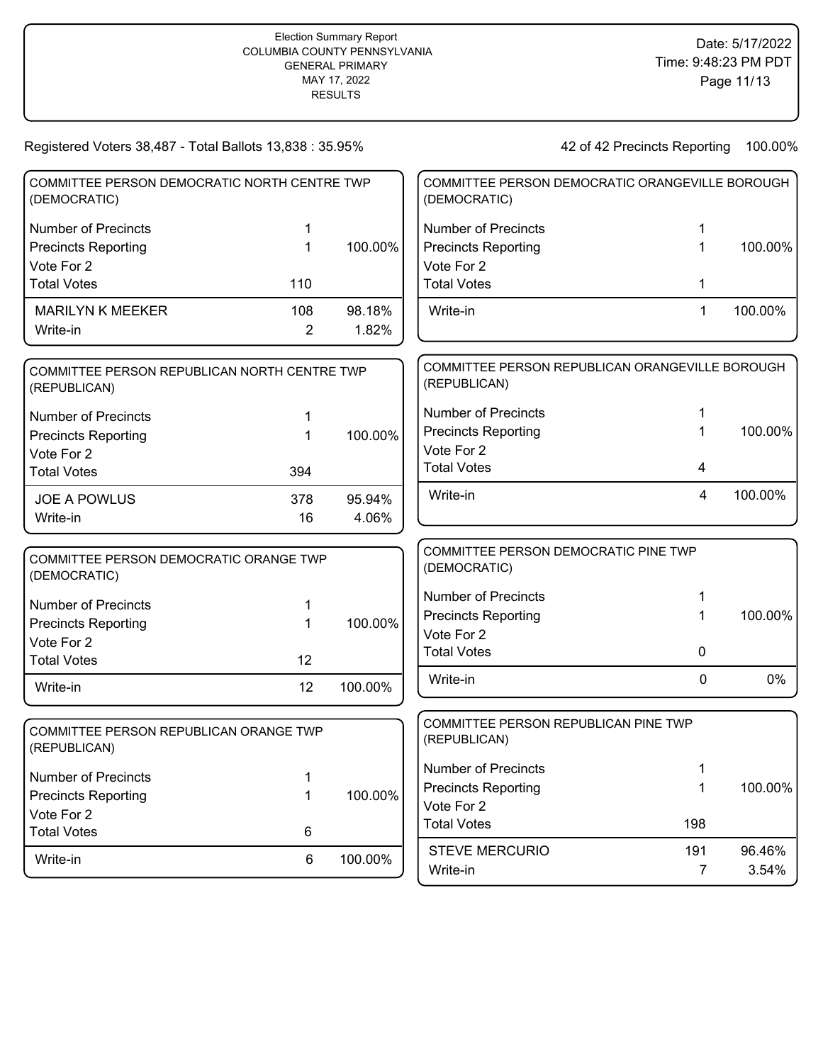Election Summary Report
COLUMBIA COUNTY PENNSYLVANIA
GENERAL PRIMARY
MAY 17, 2022
RESULTS

Date: 5/17/2022
Time: 9:48:23 PM PDT

Registered Voters 38,487 - Total Ballots 13,838 : 35.95%

42 of 42 Precincts Reporting 100.00%

### COMMITTEE PERSON DEMOCRATIC NORTH CENTRE TWP (DEMOCRATIC)

| | | |
|---|---|---|
| Number of Precincts | 1 | |
| Precincts Reporting | 1 | 100.00% |
| Vote For 2 | | |
| Total Votes | 110 | |
| MARILYN K MEEKER | 108 | 98.18% |
| Write-in | 2 | 1.82% |

### COMMITTEE PERSON REPUBLICAN NORTH CENTRE TWP (REPUBLICAN)

| | | |
|---|---|---|
| Number of Precincts | 1 | |
| Precincts Reporting | 1 | 100.00% |
| Vote For 2 | | |
| Total Votes | 394 | |
| JOE A POWLUS | 378 | 95.94% |
| Write-in | 16 | 4.06% |

### COMMITTEE PERSON DEMOCRATIC ORANGE TWP (DEMOCRATIC)

| | | |
|---|---|---|
| Number of Precincts | 1 | |
| Precincts Reporting | 1 | 100.00% |
| Vote For 2 | | |
| Total Votes | 12 | |
| Write-in | 12 | 100.00% |

### COMMITTEE PERSON REPUBLICAN ORANGE TWP (REPUBLICAN)

| | | |
|---|---|---|
| Number of Precincts | 1 | |
| Precincts Reporting | 1 | 100.00% |
| Vote For 2 | | |
| Total Votes | 6 | |
| Write-in | 6 | 100.00% |

### COMMITTEE PERSON DEMOCRATIC ORANGEVILLE BOROUGH (DEMOCRATIC)

| | | |
|---|---|---|
| Number of Precincts | 1 | |
| Precincts Reporting | 1 | 100.00% |
| Vote For 2 | | |
| Total Votes | 1 | |
| Write-in | 1 | 100.00% |

### COMMITTEE PERSON REPUBLICAN ORANGEVILLE BOROUGH (REPUBLICAN)

| | | |
|---|---|---|
| Number of Precincts | 1 | |
| Precincts Reporting | 1 | 100.00% |
| Vote For 2 | | |
| Total Votes | 4 | |
| Write-in | 4 | 100.00% |

### COMMITTEE PERSON DEMOCRATIC PINE TWP (DEMOCRATIC)

| | | |
|---|---|---|
| Number of Precincts | 1 | |
| Precincts Reporting | 1 | 100.00% |
| Vote For 2 | | |
| Total Votes | 0 | |
| Write-in | 0 | 0% |

### COMMITTEE PERSON REPUBLICAN PINE TWP (REPUBLICAN)

| | | |
|---|---|---|
| Number of Precincts | 1 | |
| Precincts Reporting | 1 | 100.00% |
| Vote For 2 | | |
| Total Votes | 198 | |
| STEVE MERCURIO | 191 | 96.46% |
| Write-in | 7 | 3.54% |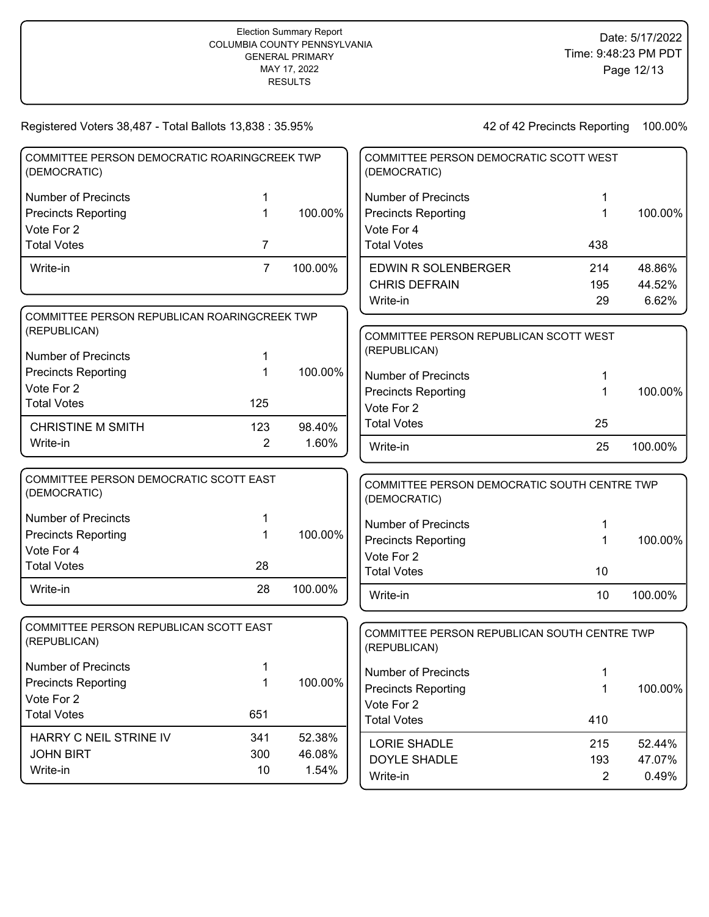Election Summary Report
COLUMBIA COUNTY PENNSYLVANIA
GENERAL PRIMARY
MAY 17, 2022
RESULTS

Date: 5/17/2022
Time: 9:48:23 PM PDT

Registered Voters 38,487 - Total Ballots 13,838 : 35.95%

42 of 42 Precincts Reporting 100.00%

### COMMITTEE PERSON DEMOCRATIC ROARINGCREEK TWP (DEMOCRATIC)

| | | |
|---|---|---|
| Number of Precincts | 1 | |
| Precincts Reporting | 1 | 100.00% |
| Vote For 2 | | |
| Total Votes | 7 | |
| Write-in | 7 | 100.00% |

### COMMITTEE PERSON REPUBLICAN ROARINGCREEK TWP (REPUBLICAN)

| | | |
|---|---|---|
| Number of Precincts | 1 | |
| Precincts Reporting | 1 | 100.00% |
| Vote For 2 | | |
| Total Votes | 125 | |
| CHRISTINE M SMITH | 123 | 98.40% |
| Write-in | 2 | 1.60% |

### COMMITTEE PERSON DEMOCRATIC SCOTT EAST (DEMOCRATIC)

| | | |
|---|---|---|
| Number of Precincts | 1 | |
| Precincts Reporting | 1 | 100.00% |
| Vote For 4 | | |
| Total Votes | 28 | |
| Write-in | 28 | 100.00% |

### COMMITTEE PERSON REPUBLICAN SCOTT EAST (REPUBLICAN)

| | | |
|---|---|---|
| Number of Precincts | 1 | |
| Precincts Reporting | 1 | 100.00% |
| Vote For 2 | | |
| Total Votes | 651 | |
| HARRY C NEIL STRINE IV | 341 | 52.38% |
| JOHN BIRT | 300 | 46.08% |
| Write-in | 10 | 1.54% |

### COMMITTEE PERSON DEMOCRATIC SCOTT WEST (DEMOCRATIC)

| | | |
|---|---|---|
| Number of Precincts | 1 | |
| Precincts Reporting | 1 | 100.00% |
| Vote For 4 | | |
| Total Votes | 438 | |
| EDWIN R SOLENBERGER | 214 | 48.86% |
| CHRIS DEFRAIN | 195 | 44.52% |
| Write-in | 29 | 6.62% |

### COMMITTEE PERSON REPUBLICAN SCOTT WEST (REPUBLICAN)

| | | |
|---|---|---|
| Number of Precincts | 1 | |
| Precincts Reporting | 1 | 100.00% |
| Vote For 2 | | |
| Total Votes | 25 | |
| Write-in | 25 | 100.00% |

### COMMITTEE PERSON DEMOCRATIC SOUTH CENTRE TWP (DEMOCRATIC)

| | | |
|---|---|---|
| Number of Precincts | 1 | |
| Precincts Reporting | 1 | 100.00% |
| Vote For 2 | | |
| Total Votes | 10 | |
| Write-in | 10 | 100.00% |

### COMMITTEE PERSON REPUBLICAN SOUTH CENTRE TWP (REPUBLICAN)

| | | |
|---|---|---|
| Number of Precincts | 1 | |
| Precincts Reporting | 1 | 100.00% |
| Vote For 2 | | |
| Total Votes | 410 | |
| LORIE SHADLE | 215 | 52.44% |
| DOYLE SHADLE | 193 | 47.07% |
| Write-in | 2 | 0.49% |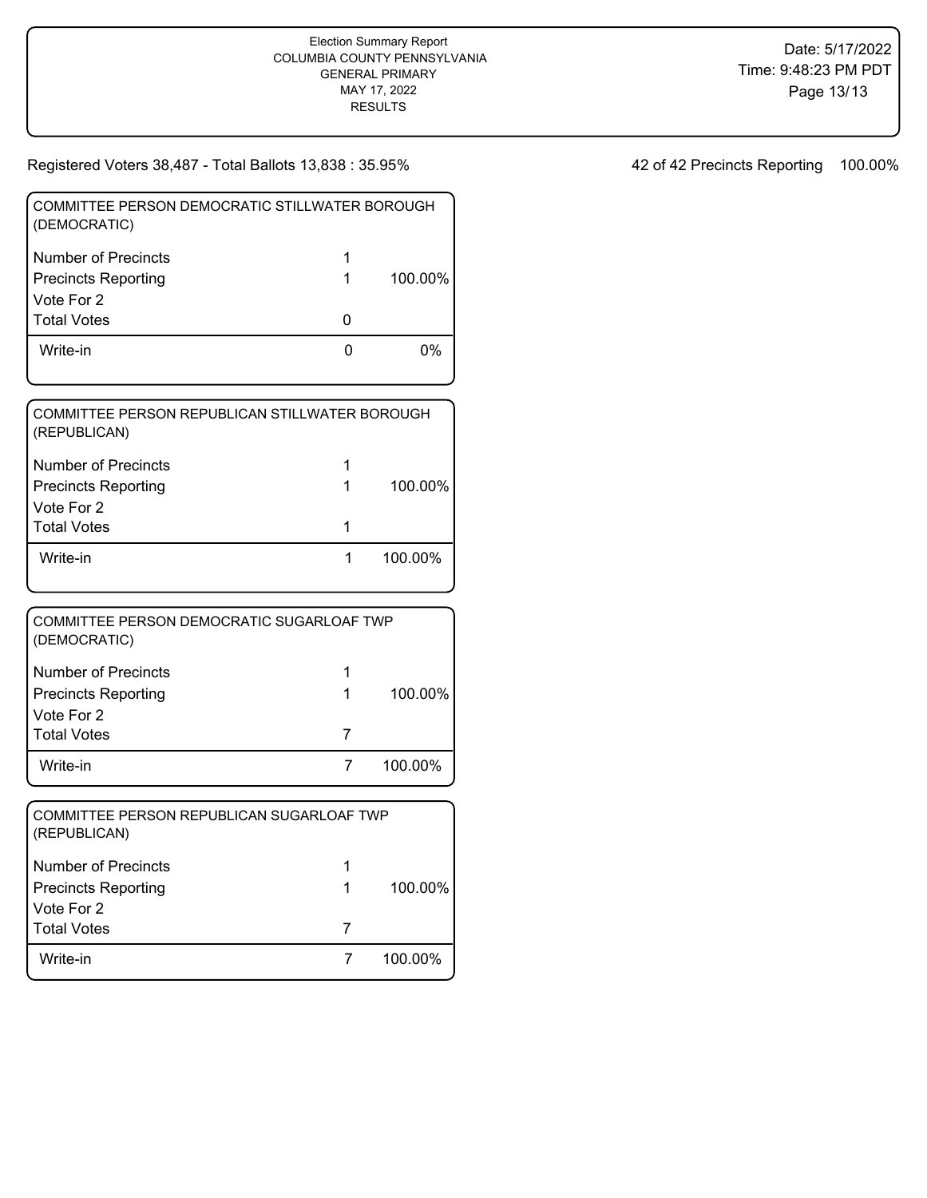Registered Voters 38,487 - Total Ballots 13,838 : 35.95%

42 of 42 Precincts Reporting 100.00%

### COMMITTEE PERSON DEMOCRATIC STILLWATER BOROUGH (DEMOCRATIC)

| | | |
|---|---|---|
| Number of Precincts | 1 | |
| Precincts Reporting | 1 | 100.00% |
| Vote For 2 | | |
| Total Votes | 0 | |
| Write-in | 0 | 0% |

### COMMITTEE PERSON REPUBLICAN STILLWATER BOROUGH (REPUBLICAN)

| | | |
|---|---|---|
| Number of Precincts | 1 | |
| Precincts Reporting | 1 | 100.00% |
| Vote For 2 | | |
| Total Votes | 1 | |
| Write-in | 1 | 100.00% |

### COMMITTEE PERSON DEMOCRATIC SUGARLOAF TWP (DEMOCRATIC)

| | | |
|---|---|---|
| Number of Precincts | 1 | |
| Precincts Reporting | 1 | 100.00% |
| Vote For 2 | | |
| Total Votes | 7 | |
| Write-in | 7 | 100.00% |

### COMMITTEE PERSON REPUBLICAN SUGARLOAF TWP (REPUBLICAN)

| | | |
|---|---|---|
| Number of Precincts | 1 | |
| Precincts Reporting | 1 | 100.00% |
| Vote For 2 | | |
| Total Votes | 7 | |
| Write-in | 7 | 100.00% |